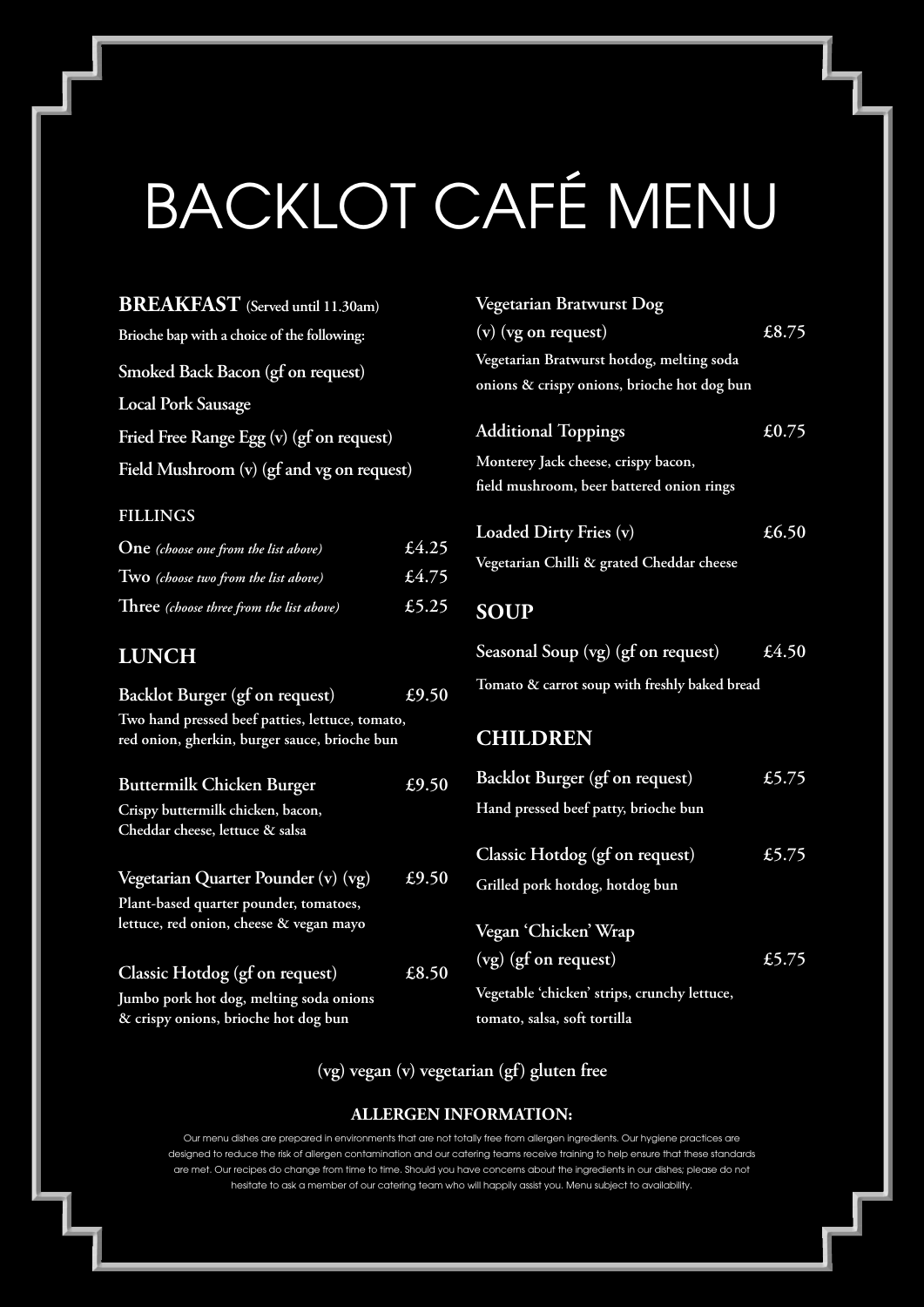# BACKLOT CAFÉ MENU

## BREAKFAST (Served until 11.30am)

Brioche bap with a choice of the following:

Smoked Back Bacon (gf on request)

Local Pork Sausage

Fried Free Range Egg (v) (gf on request)

Field Mushroom (v) (gf and vg on request)

### FILLINGS

| | |
|---|---|
| One *(choose one from the list above)* | £4.25 |
| Two *(choose two from the list above)* | £4.75 |
| Three *(choose three from the list above)* | £5.25 |

## LUNCH

**Backlot Burger (gf on request)** £9.50
Two hand pressed beef patties, lettuce, tomato, red onion, gherkin, burger sauce, brioche bun

**Buttermilk Chicken Burger** £9.50
Crispy buttermilk chicken, bacon, Cheddar cheese, lettuce & salsa

**Vegetarian Quarter Pounder (v) (vg)** £9.50
Plant-based quarter pounder, tomatoes, lettuce, red onion, cheese & vegan mayo

**Classic Hotdog (gf on request)** £8.50
Jumbo pork hot dog, melting soda onions & crispy onions, brioche hot dog bun

**Vegetarian Bratwurst Dog (v) (vg on request)** £8.75
Vegetarian Bratwurst hotdog, melting soda onions & crispy onions, brioche hot dog bun

**Additional Toppings** £0.75
Monterey Jack cheese, crispy bacon, field mushroom, beer battered onion rings

**Loaded Dirty Fries (v)** £6.50
Vegetarian Chilli & grated Cheddar cheese

## SOUP

**Seasonal Soup (vg) (gf on request)** £4.50
Tomato & carrot soup with freshly baked bread

## CHILDREN

**Backlot Burger (gf on request)** £5.75
Hand pressed beef patty, brioche bun

**Classic Hotdog (gf on request)** £5.75
Grilled pork hotdog, hotdog bun

**Vegan 'Chicken' Wrap (vg) (gf on request)** £5.75
Vegetable 'chicken' strips, crunchy lettuce, tomato, salsa, soft tortilla

(vg) vegan (v) vegetarian (gf) gluten free

**ALLERGEN INFORMATION:**

Our menu dishes are prepared in environments that are not totally free from allergen ingredients. Our hygiene practices are designed to reduce the risk of allergen contamination and our catering teams receive training to help ensure that these standards are met. Our recipes do change from time to time. Should you have concerns about the ingredients in our dishes; please do not hesitate to ask a member of our catering team who will happily assist you. Menu subject to availability.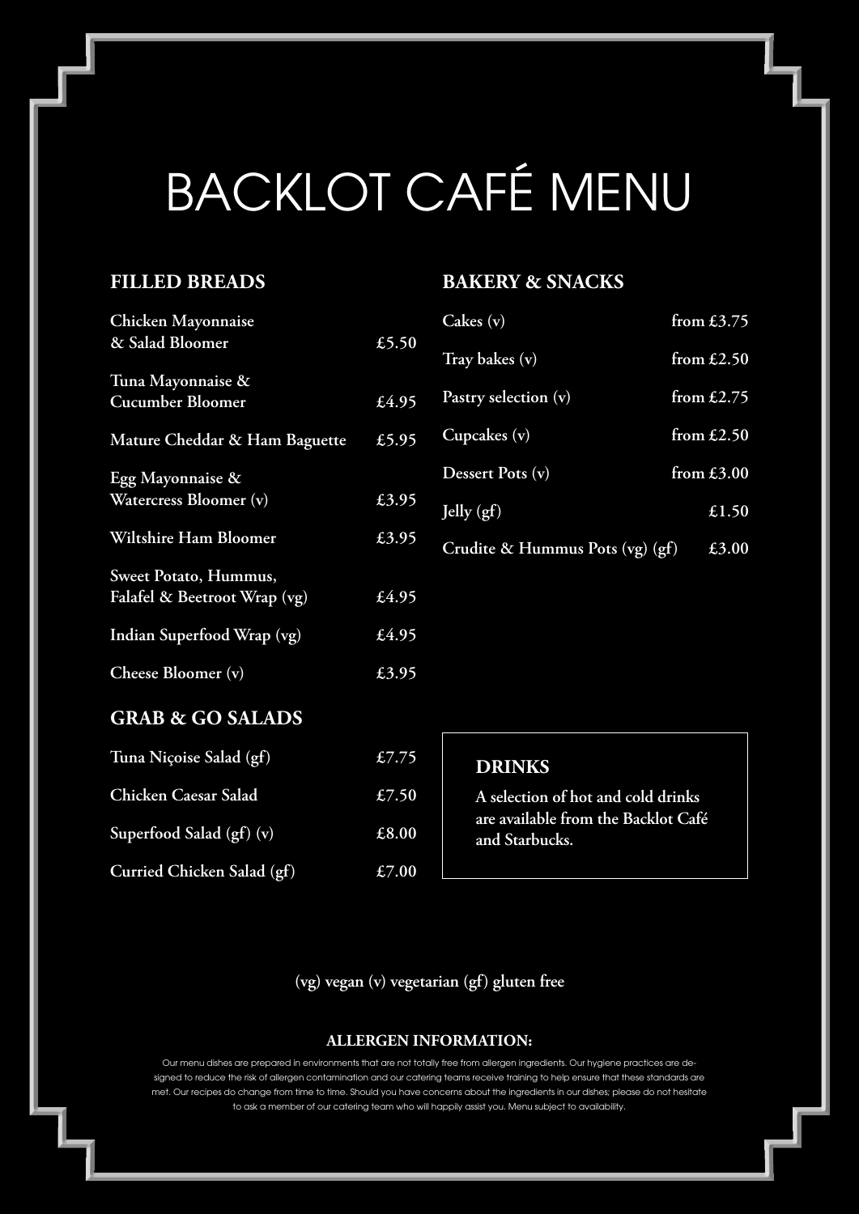# BACKLOT CAFÉ MENU

## FILLED BREADS

| | |
|---|---|
| Chicken Mayonnaise & Salad Bloomer | £5.50 |
| Tuna Mayonnaise & Cucumber Bloomer | £4.95 |
| Mature Cheddar & Ham Baguette | £5.95 |
| Egg Mayonnaise & Watercress Bloomer (v) | £3.95 |
| Wiltshire Ham Bloomer | £3.95 |
| Sweet Potato, Hummus, Falafel & Beetroot Wrap (vg) | £4.95 |
| Indian Superfood Wrap (vg) | £4.95 |
| Cheese Bloomer (v) | £3.95 |

## GRAB & GO SALADS

| | |
|---|---|
| Tuna Niçoise Salad (gf) | £7.75 |
| Chicken Caesar Salad | £7.50 |
| Superfood Salad (gf) (v) | £8.00 |
| Curried Chicken Salad (gf) | £7.00 |

## BAKERY & SNACKS

| | |
|---|---|
| Cakes (v) | from £3.75 |
| Tray bakes (v) | from £2.50 |
| Pastry selection (v) | from £2.75 |
| Cupcakes (v) | from £2.50 |
| Dessert Pots (v) | from £3.00 |
| Jelly (gf) | £1.50 |
| Crudite & Hummus Pots (vg) (gf) | £3.00 |

## DRINKS

A selection of hot and cold drinks are available from the Backlot Café and Starbucks.

(vg) vegan (v) vegetarian (gf) gluten free

**ALLERGEN INFORMATION:**

Our menu dishes are prepared in environments that are not totally free from allergen ingredients. Our hygiene practices are designed to reduce the risk of allergen contamination and our catering teams receive training to help ensure that these standards are met. Our recipes do change from time to time. Should you have concerns about the ingredients in our dishes; please do not hesitate to ask a member of our catering team who will happily assist you. Menu subject to availability.